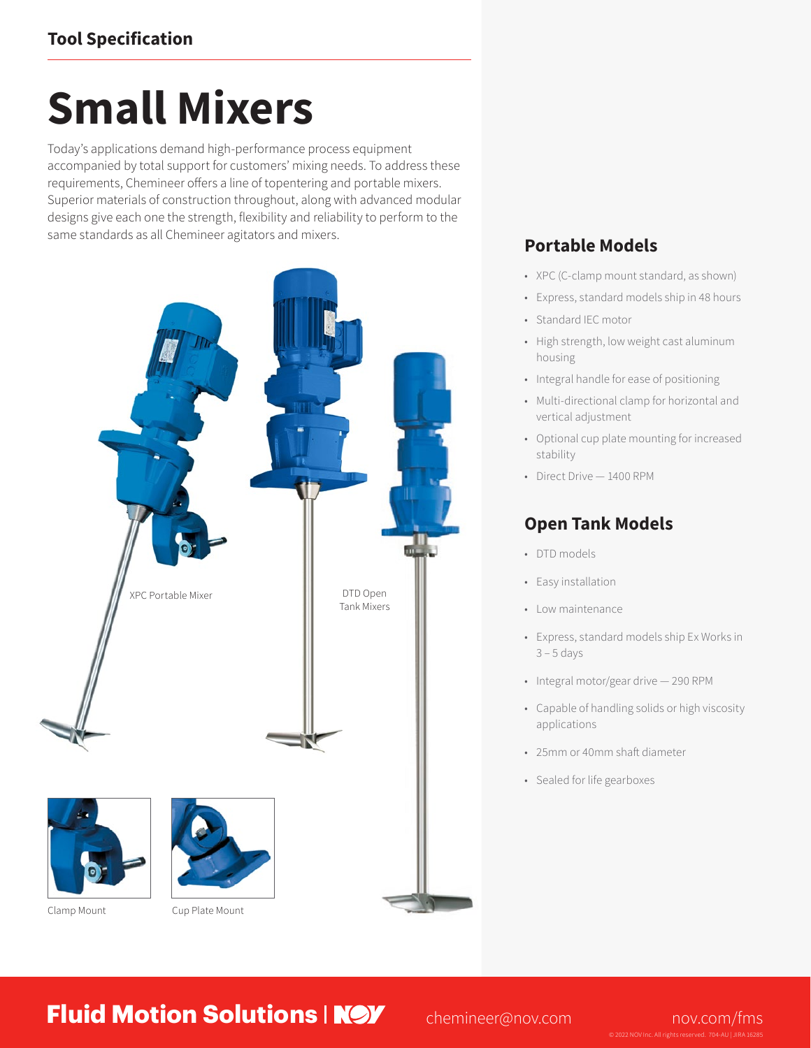Tool Specification

# Small Mixers

Today's applications demand high-performance process equipment accompanied by total support for customers' mixing needs. To address these requirements, Chemineer offers a line of topentering and portable mixers. Superior materials of construction throughout, along with advanced modular designs give each one the strength, flexibility and reliability to perform to the same standards as all Chemineer agitators and mixers.

XPC Portable Mixer

DTD Open Tank Mixers

Clamp Mount

Cup Plate Mount

## Portable Models

- XPC (C-clamp mount standard, as shown)
- Express, standard models ship in 48 hours
- Standard IEC motor
- High strength, low weight cast aluminum housing
- Integral handle for ease of positioning
- Multi-directional clamp for horizontal and vertical adjustment
- Optional cup plate mounting for increased stability
- Direct Drive — 1400 RPM

## Open Tank Models

- DTD models
- Easy installation
- Low maintenance
- Express, standard models ship Ex Works in 3 – 5 days
- Integral motor/gear drive — 290 RPM
- Capable of handling solids or high viscosity applications
- 25mm or 40mm shaft diameter
- Sealed for life gearboxes

**Fluid Motion Solutions | NOV**

chemineer@nov.com

nov.com/fms

© 2022 NOV Inc. All rights reserved. 704-AU | JIRA 16285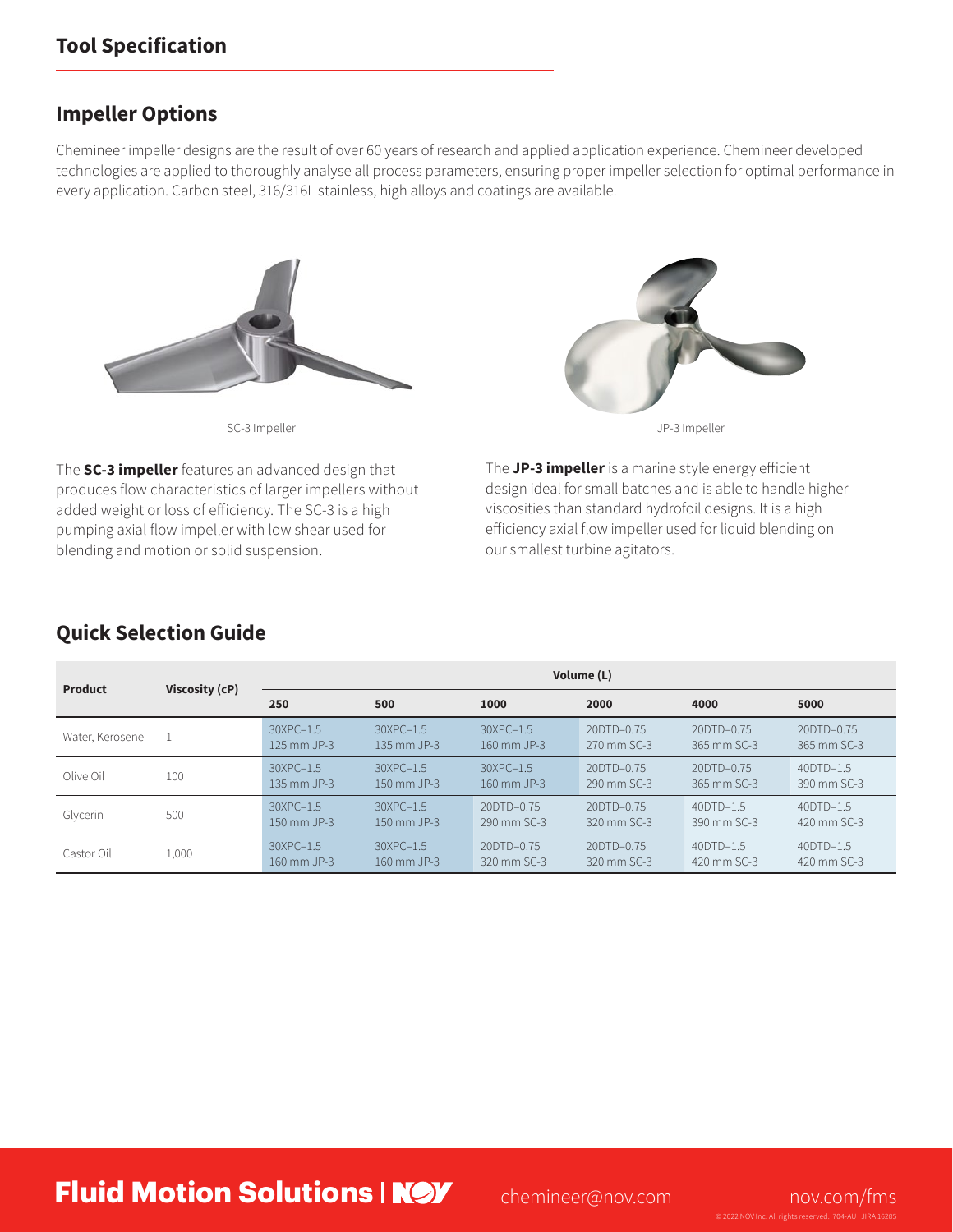## Tool Specification

## Impeller Options

Chemineer impeller designs are the result of over 60 years of research and applied application experience. Chemineer developed technologies are applied to thoroughly analyse all process parameters, ensuring proper impeller selection for optimal performance in every application. Carbon steel, 316/316L stainless, high alloys and coatings are available.

SC-3 Impeller

The **SC-3 impeller** features an advanced design that produces flow characteristics of larger impellers without added weight or loss of efficiency. The SC-3 is a high pumping axial flow impeller with low shear used for blending and motion or solid suspension.

JP-3 Impeller

The **JP-3 impeller** is a marine style energy efficient design ideal for small batches and is able to handle higher viscosities than standard hydrofoil designs. It is a high efficiency axial flow impeller used for liquid blending on our smallest turbine agitators.

## Quick Selection Guide

| Product | Viscosity (cP) | Volume (L) | | | | | |
|---|---|---|---|---|---|---|---|
| | | 250 | 500 | 1000 | 2000 | 4000 | 5000 |
| Water, Kerosene | 1 | 30XPC–1.5<br>125 mm JP-3 | 30XPC–1.5<br>135 mm JP-3 | 30XPC–1.5<br>160 mm JP-3 | 20DTD–0.75<br>270 mm SC-3 | 20DTD–0.75<br>365 mm SC-3 | 20DTD–0.75<br>365 mm SC-3 |
| Olive Oil | 100 | 30XPC–1.5<br>135 mm JP-3 | 30XPC–1.5<br>150 mm JP-3 | 30XPC–1.5<br>160 mm JP-3 | 20DTD–0.75<br>290 mm SC-3 | 20DTD–0.75<br>365 mm SC-3 | 40DTD–1.5<br>390 mm SC-3 |
| Glycerin | 500 | 30XPC–1.5<br>150 mm JP-3 | 30XPC–1.5<br>150 mm JP-3 | 20DTD–0.75<br>290 mm SC-3 | 20DTD–0.75<br>320 mm SC-3 | 40DTD–1.5<br>390 mm SC-3 | 40DTD–1.5<br>420 mm SC-3 |
| Castor Oil | 1,000 | 30XPC–1.5<br>160 mm JP-3 | 30XPC–1.5<br>160 mm JP-3 | 20DTD–0.75<br>320 mm SC-3 | 20DTD–0.75<br>320 mm SC-3 | 40DTD–1.5<br>420 mm SC-3 | 40DTD–1.5<br>420 mm SC-3 |

**Fluid Motion Solutions | NOV** chemineer@nov.com nov.com/fms

© 2022 NOV Inc. All rights reserved. 704-AU | JIRA 16285